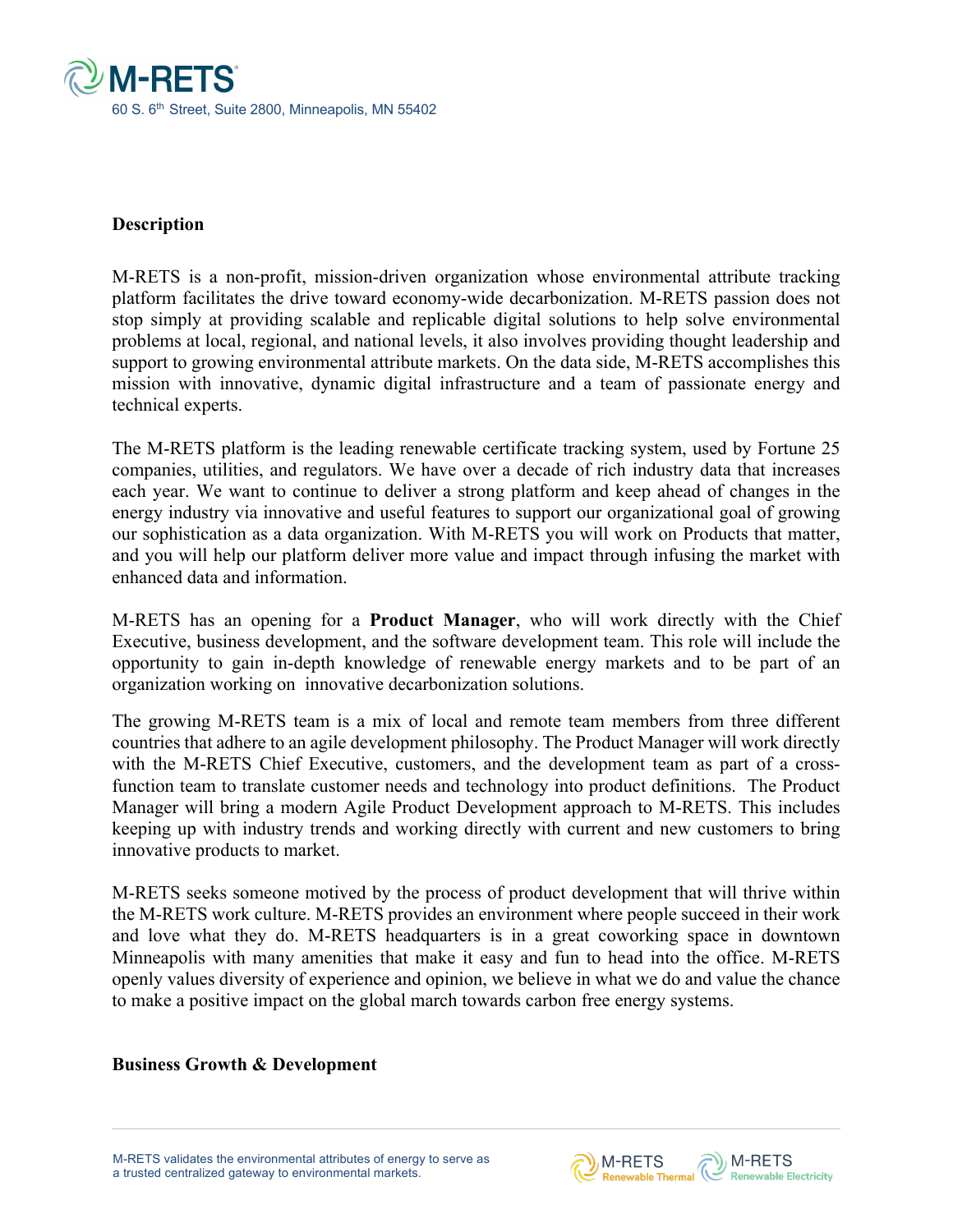**Description**

M-RETS is a non-profit, mission-driven organization whose environmental attribute tracking platform facilitates the drive toward economy-wide decarbonization. M-RETS passion does not stop simply at providing scalable and replicable digital solutions to help solve environmental problems at local, regional, and national levels, it also involves providing thought leadership and support to growing environmental attribute markets. On the data side, M-RETS accomplishes this mission with innovative, dynamic digital infrastructure and a team of passionate energy and technical experts.

The M-RETS platform is the leading renewable certificate tracking system, used by Fortune 25 companies, utilities, and regulators. We have over a decade of rich industry data that increases each year. We want to continue to deliver a strong platform and keep ahead of changes in the energy industry via innovative and useful features to support our organizational goal of growing our sophistication as a data organization. With M-RETS you will work on Products that matter, and you will help our platform deliver more value and impact through infusing the market with enhanced data and information.

M-RETS has an opening for a **Product Manager**, who will work directly with the Chief Executive, business development, and the software development team. This role will include the opportunity to gain in-depth knowledge of renewable energy markets and to be part of an organization working on innovative decarbonization solutions.

The growing M-RETS team is a mix of local and remote team members from three different countries that adhere to an agile development philosophy. The Product Manager will work directly with the M-RETS Chief Executive, customers, and the development team as part of a cross-function team to translate customer needs and technology into product definitions. The Product Manager will bring a modern Agile Product Development approach to M-RETS. This includes keeping up with industry trends and working directly with current and new customers to bring innovative products to market.

M-RETS seeks someone motived by the process of product development that will thrive within the M-RETS work culture. M-RETS provides an environment where people succeed in their work and love what they do. M-RETS headquarters is in a great coworking space in downtown Minneapolis with many amenities that make it easy and fun to head into the office. M-RETS openly values diversity of experience and opinion, we believe in what we do and value the chance to make a positive impact on the global march towards carbon free energy systems.

**Business Growth & Development**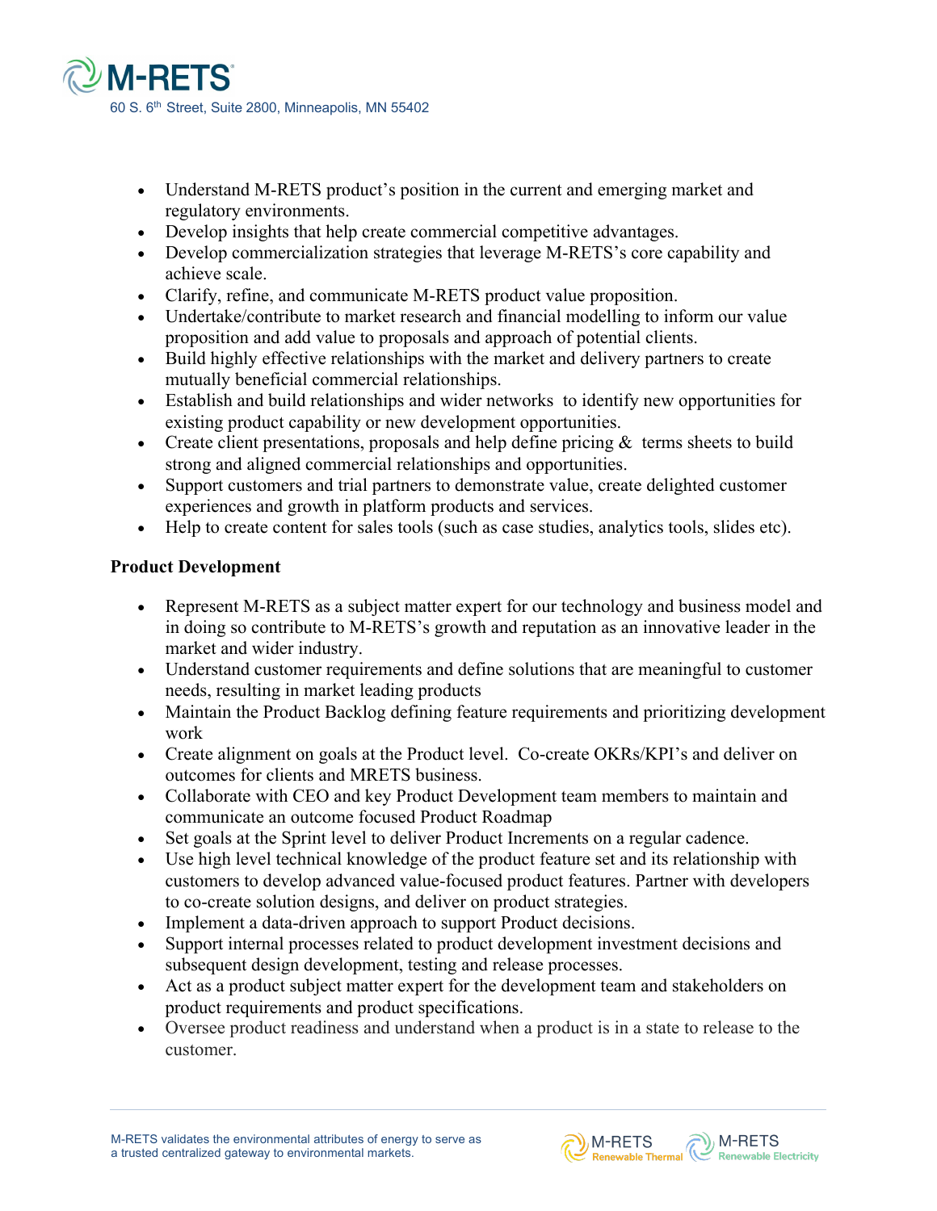- Understand M-RETS product's position in the current and emerging market and regulatory environments.
- Develop insights that help create commercial competitive advantages.
- Develop commercialization strategies that leverage M-RETS's core capability and achieve scale.
- Clarify, refine, and communicate M-RETS product value proposition.
- Undertake/contribute to market research and financial modelling to inform our value proposition and add value to proposals and approach of potential clients.
- Build highly effective relationships with the market and delivery partners to create mutually beneficial commercial relationships.
- Establish and build relationships and wider networks to identify new opportunities for existing product capability or new development opportunities.
- Create client presentations, proposals and help define pricing & terms sheets to build strong and aligned commercial relationships and opportunities.
- Support customers and trial partners to demonstrate value, create delighted customer experiences and growth in platform products and services.
- Help to create content for sales tools (such as case studies, analytics tools, slides etc).

**Product Development**

- Represent M-RETS as a subject matter expert for our technology and business model and in doing so contribute to M-RETS's growth and reputation as an innovative leader in the market and wider industry.
- Understand customer requirements and define solutions that are meaningful to customer needs, resulting in market leading products
- Maintain the Product Backlog defining feature requirements and prioritizing development work
- Create alignment on goals at the Product level. Co-create OKRs/KPI's and deliver on outcomes for clients and MRETS business.
- Collaborate with CEO and key Product Development team members to maintain and communicate an outcome focused Product Roadmap
- Set goals at the Sprint level to deliver Product Increments on a regular cadence.
- Use high level technical knowledge of the product feature set and its relationship with customers to develop advanced value-focused product features. Partner with developers to co-create solution designs, and deliver on product strategies.
- Implement a data-driven approach to support Product decisions.
- Support internal processes related to product development investment decisions and subsequent design development, testing and release processes.
- Act as a product subject matter expert for the development team and stakeholders on product requirements and product specifications.
- Oversee product readiness and understand when a product is in a state to release to the customer.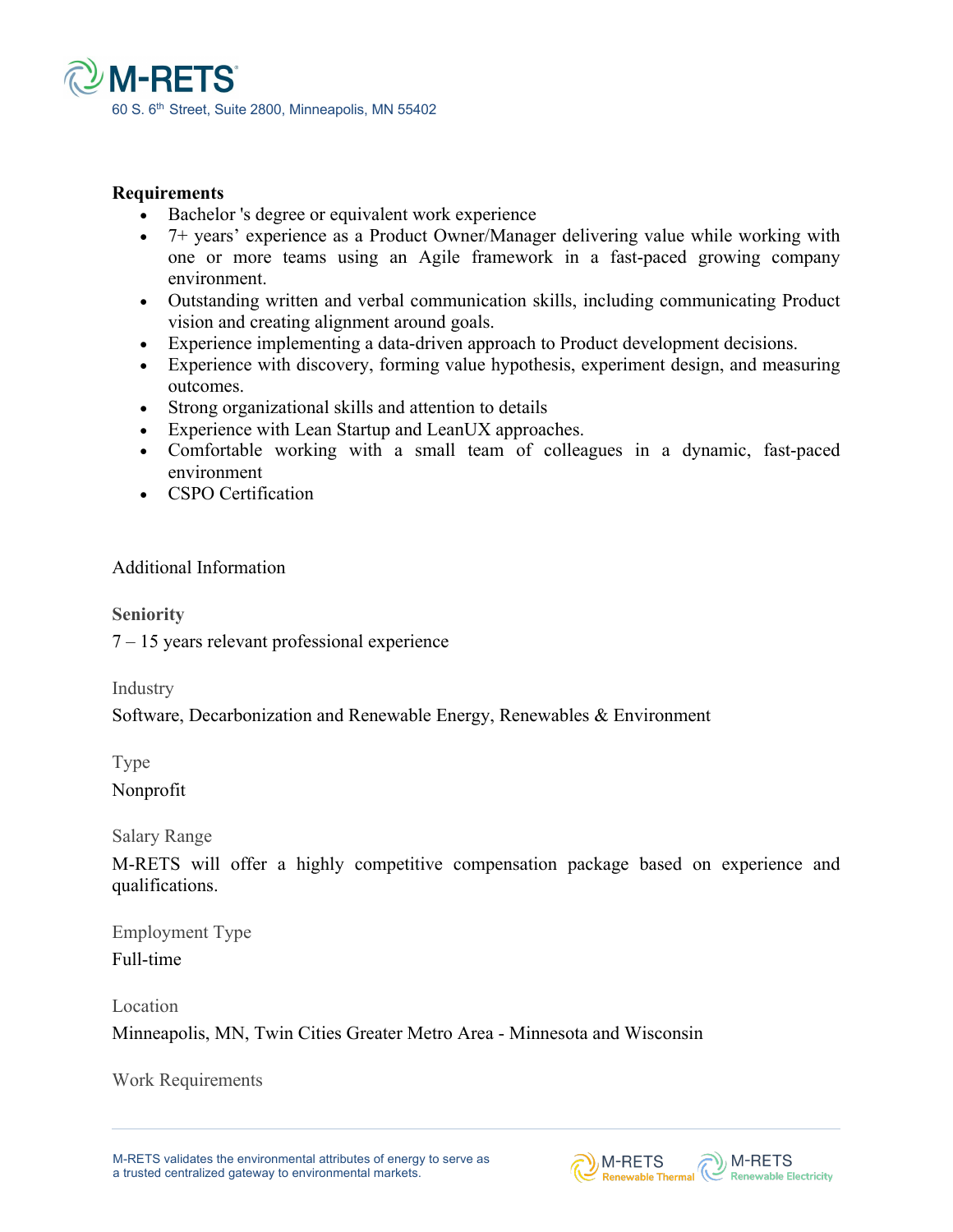**Requirements**

- Bachelor 's degree or equivalent work experience
- 7+ years' experience as a Product Owner/Manager delivering value while working with one or more teams using an Agile framework in a fast-paced growing company environment.
- Outstanding written and verbal communication skills, including communicating Product vision and creating alignment around goals.
- Experience implementing a data-driven approach to Product development decisions.
- Experience with discovery, forming value hypothesis, experiment design, and measuring outcomes.
- Strong organizational skills and attention to details
- Experience with Lean Startup and LeanUX approaches.
- Comfortable working with a small team of colleagues in a dynamic, fast-paced environment
- CSPO Certification

Additional Information

**Seniority**

7 – 15 years relevant professional experience

Industry

Software, Decarbonization and Renewable Energy, Renewables & Environment

Type

Nonprofit

Salary Range

M-RETS will offer a highly competitive compensation package based on experience and qualifications.

Employment Type

Full-time

Location

Minneapolis, MN, Twin Cities Greater Metro Area - Minnesota and Wisconsin

Work Requirements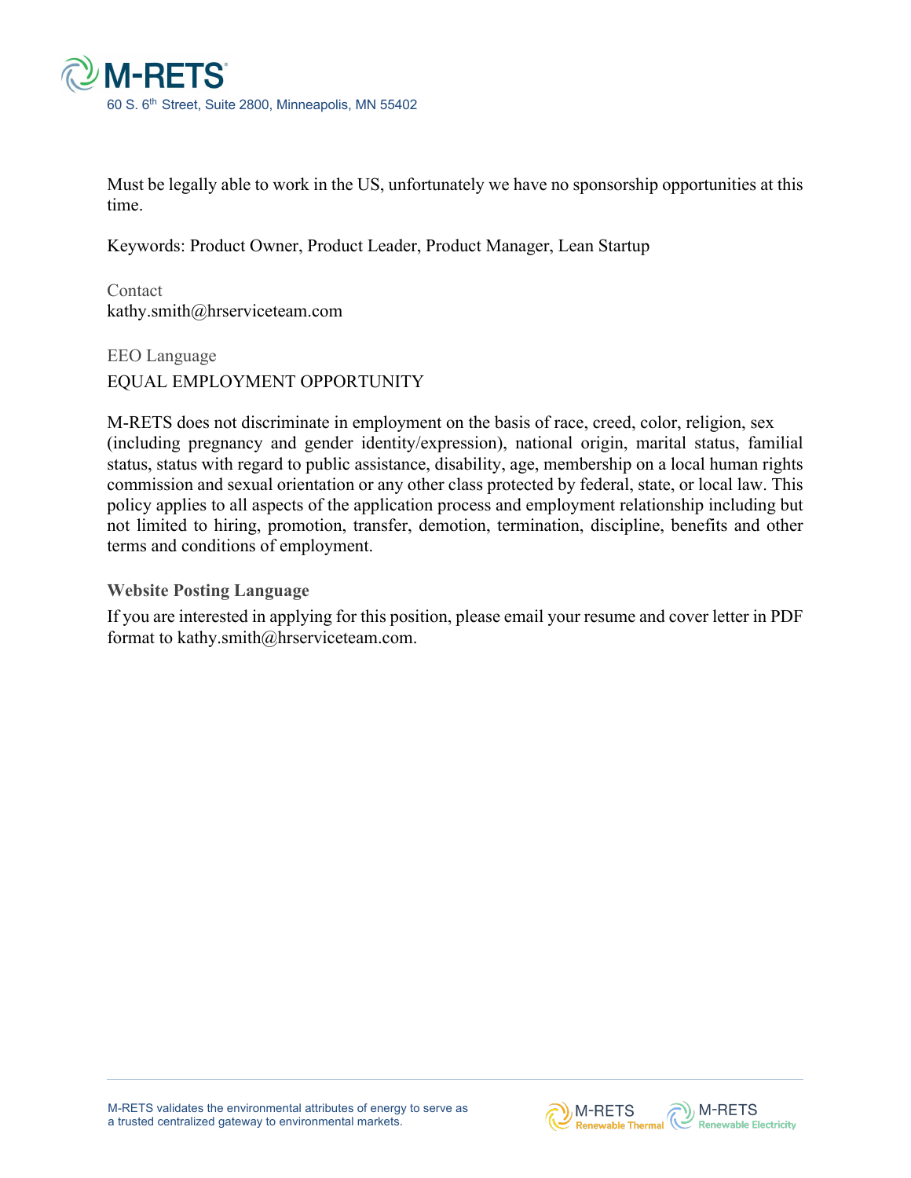Must be legally able to work in the US, unfortunately we have no sponsorship opportunities at this time.

Keywords: Product Owner, Product Leader, Product Manager, Lean Startup

Contact
kathy.smith@hrserviceteam.com

EEO Language
EQUAL EMPLOYMENT OPPORTUNITY

M-RETS does not discriminate in employment on the basis of race, creed, color, religion, sex (including pregnancy and gender identity/expression), national origin, marital status, familial status, status with regard to public assistance, disability, age, membership on a local human rights commission and sexual orientation or any other class protected by federal, state, or local law. This policy applies to all aspects of the application process and employment relationship including but not limited to hiring, promotion, transfer, demotion, termination, discipline, benefits and other terms and conditions of employment.

**Website Posting Language**

If you are interested in applying for this position, please email your resume and cover letter in PDF format to kathy.smith@hrserviceteam.com.